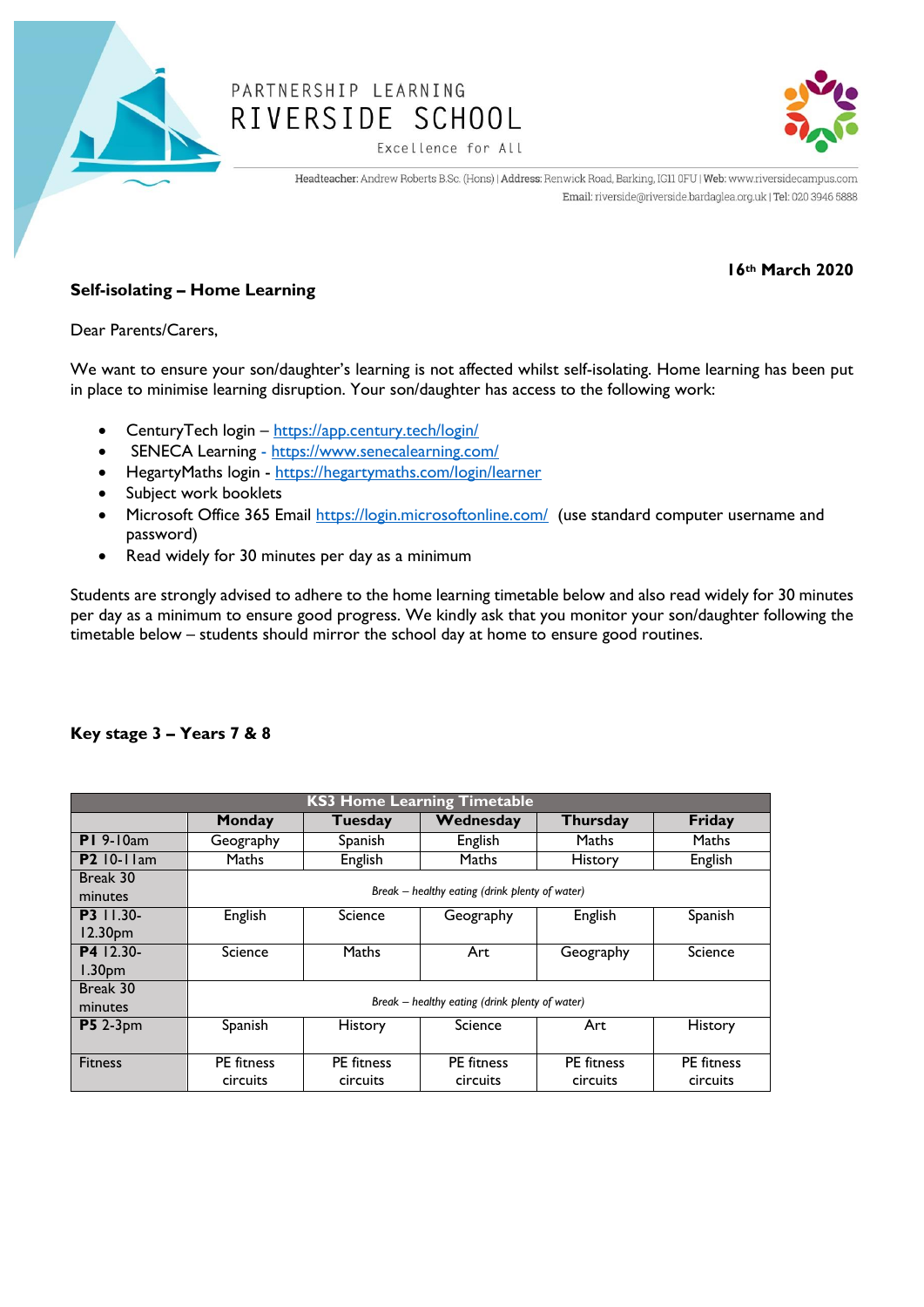PARTNERSHIP LEARNING

# RIVERSIDE SCHOOL

Excellence for All

Headteacher: Andrew Roberts B.Sc. (Hons) | Address: Renwick Road, Barking, IG11 0FU | Web: www.riversidecampus.com
Email: riverside@riverside.bardaglea.org.uk | Tel: 020 3946 5888

**16th March 2020**

**Self-isolating – Home Learning**

Dear Parents/Carers,

We want to ensure your son/daughter's learning is not affected whilst self-isolating. Home learning has been put in place to minimise learning disruption. Your son/daughter has access to the following work:

- CenturyTech login – https://app.century.tech/login/
- SENECA Learning - https://www.senecalearning.com/
- HegartyMaths login - https://hegartymaths.com/login/learner
- Subject work booklets
- Microsoft Office 365 Email https://login.microsoftonline.com/ (use standard computer username and password)
- Read widely for 30 minutes per day as a minimum

Students are strongly advised to adhere to the home learning timetable below and also read widely for 30 minutes per day as a minimum to ensure good progress. We kindly ask that you monitor your son/daughter following the timetable below – students should mirror the school day at home to ensure good routines.

**Key stage 3 – Years 7 & 8**

| KS3 Home Learning Timetable | | | | | |
|---|---|---|---|---|---|
| | **Monday** | **Tuesday** | **Wednesday** | **Thursday** | **Friday** |
| **P1** 9-10am | Geography | Spanish | English | Maths | Maths |
| **P2** 10-11am | Maths | English | Maths | History | English |
| Break 30 minutes | *Break – healthy eating (drink plenty of water)* | | | | |
| **P3** 11.30-12.30pm | English | Science | Geography | English | Spanish |
| **P4** 12.30-1.30pm | Science | Maths | Art | Geography | Science |
| Break 30 minutes | *Break – healthy eating (drink plenty of water)* | | | | |
| **P5** 2-3pm | Spanish | History | Science | Art | History |
| Fitness | PE fitness circuits | PE fitness circuits | PE fitness circuits | PE fitness circuits | PE fitness circuits |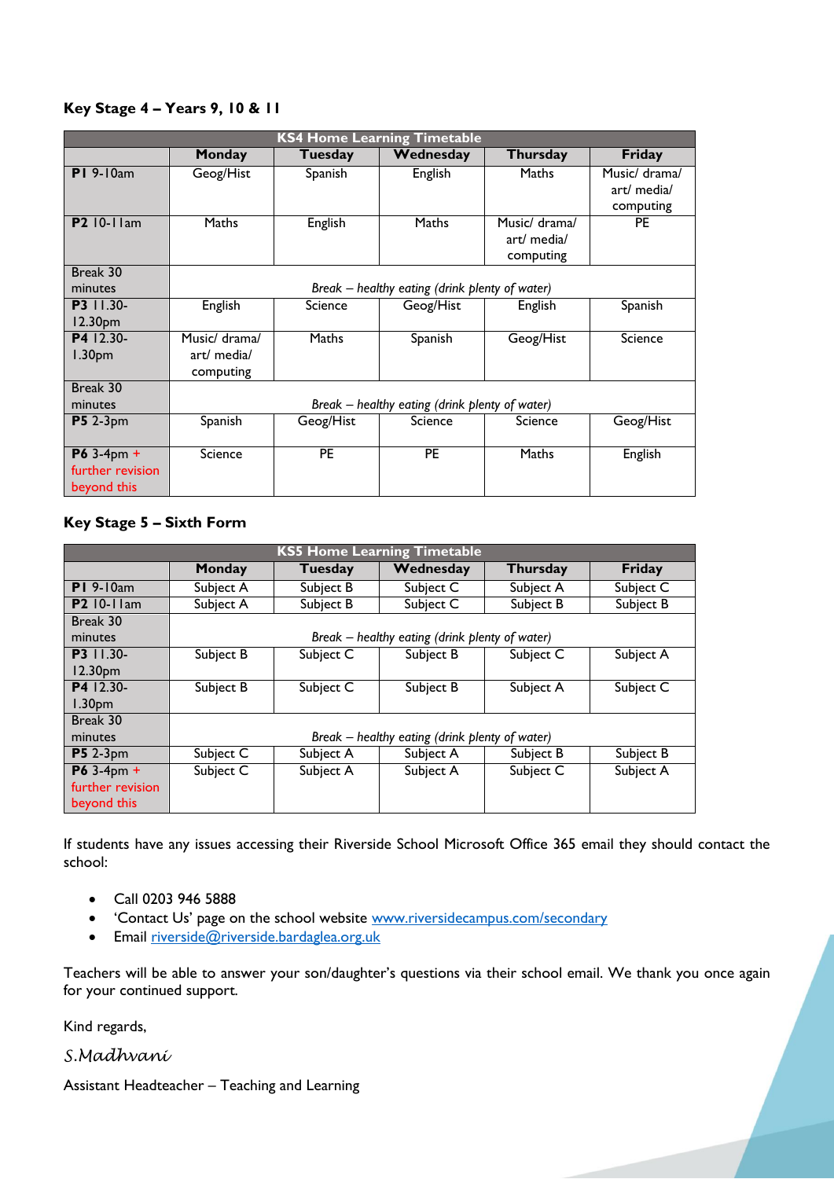### Key Stage 4 – Years 9, 10 & 11

| KS4 Home Learning Timetable | | | | | |
|---|---|---|---|---|---|
| | **Monday** | **Tuesday** | **Wednesday** | **Thursday** | **Friday** |
| **P1** 9-10am | Geog/Hist | Spanish | English | Maths | Music/ drama/ art/ media/ computing |
| **P2** 10-11am | Maths | English | Maths | Music/ drama/ art/ media/ computing | PE |
| Break 30 minutes | *Break – healthy eating (drink plenty of water)* | | | | |
| **P3** 11.30-12.30pm | English | Science | Geog/Hist | English | Spanish |
| **P4** 12.30-1.30pm | Music/ drama/ art/ media/ computing | Maths | Spanish | Geog/Hist | Science |
| Break 30 minutes | *Break – healthy eating (drink plenty of water)* | | | | |
| **P5** 2-3pm | Spanish | Geog/Hist | Science | Science | Geog/Hist |
| **P6** 3-4pm + further revision beyond this | Science | PE | PE | Maths | English |

### Key Stage 5 – Sixth Form

| KS5 Home Learning Timetable | | | | | |
|---|---|---|---|---|---|
| | **Monday** | **Tuesday** | **Wednesday** | **Thursday** | **Friday** |
| **P1** 9-10am | Subject A | Subject B | Subject C | Subject A | Subject C |
| **P2** 10-11am | Subject A | Subject B | Subject C | Subject B | Subject B |
| Break 30 minutes | *Break – healthy eating (drink plenty of water)* | | | | |
| **P3** 11.30-12.30pm | Subject B | Subject C | Subject B | Subject C | Subject A |
| **P4** 12.30-1.30pm | Subject B | Subject C | Subject B | Subject A | Subject C |
| Break 30 minutes | *Break – healthy eating (drink plenty of water)* | | | | |
| **P5** 2-3pm | Subject C | Subject A | Subject A | Subject B | Subject B |
| **P6** 3-4pm + further revision beyond this | Subject C | Subject A | Subject A | Subject C | Subject A |

If students have any issues accessing their Riverside School Microsoft Office 365 email they should contact the school:

- Call 0203 946 5888
- 'Contact Us' page on the school website [www.riversidecampus.com/secondary](http://www.riversidecampus.com/secondary)
- Email [riverside@riverside.bardaglea.org.uk](mailto:riverside@riverside.bardaglea.org.uk)

Teachers will be able to answer your son/daughter's questions via their school email. We thank you once again for your continued support.

Kind regards,

*S.Madhvani*

Assistant Headteacher – Teaching and Learning